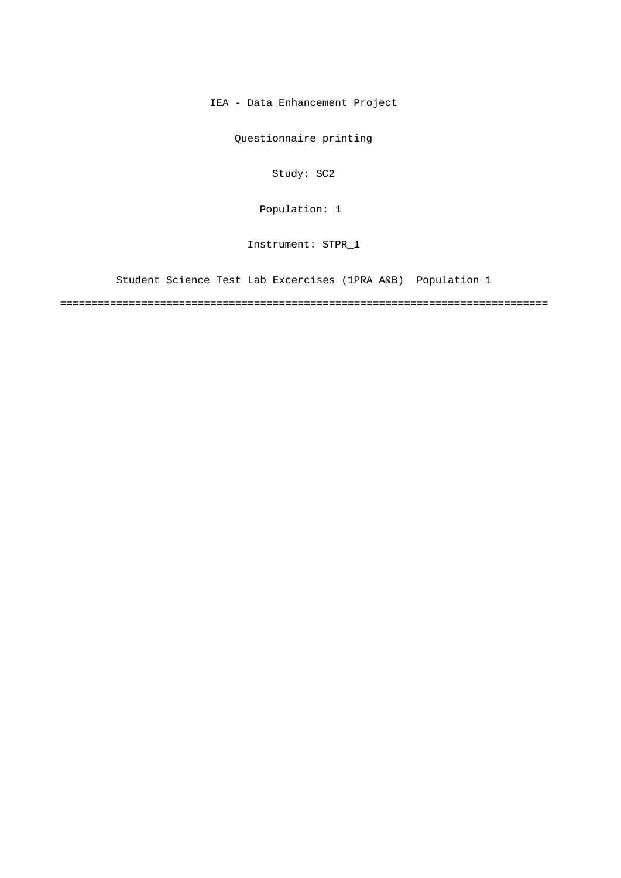IEA - Data Enhancement Project

Questionnaire printing

Study: SC2

Population: 1

Instrument: STPR_1

Student Science Test Lab Excercises (1PRA_A&B) Population 1

===============================================================================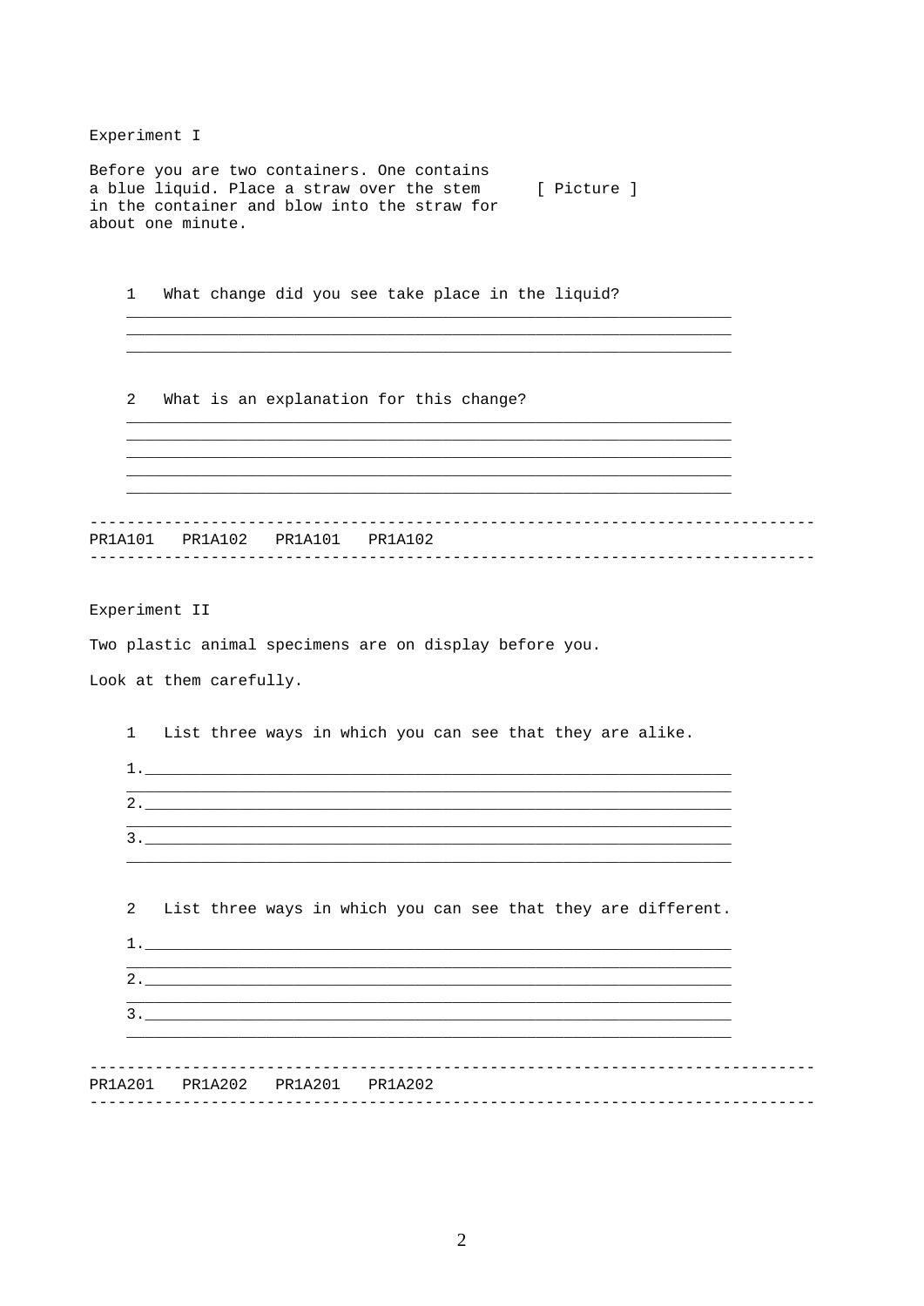Experiment I

Before you are two containers. One contains a blue liquid. Place a straw over the stem in the container and blow into the straw for about one minute. [ Picture ]

1 What change did you see take place in the liquid?

______________________________________________________________________
______________________________________________________________________
______________________________________________________________________

2 What is an explanation for this change?

______________________________________________________________________
______________________________________________________________________
______________________________________________________________________
______________________________________________________________________
______________________________________________________________________

---

PR1A101 PR1A102 PR1A101 PR1A102

---

Experiment II

Two plastic animal specimens are on display before you.

Look at them carefully.

1 List three ways in which you can see that they are alike.

1.____________________________________________________________________
______________________________________________________________________
2.____________________________________________________________________
______________________________________________________________________
3.____________________________________________________________________
______________________________________________________________________

2 List three ways in which you can see that they are different.

1.____________________________________________________________________
______________________________________________________________________
2.____________________________________________________________________
______________________________________________________________________
3.____________________________________________________________________
______________________________________________________________________

---

PR1A201 PR1A202 PR1A201 PR1A202

---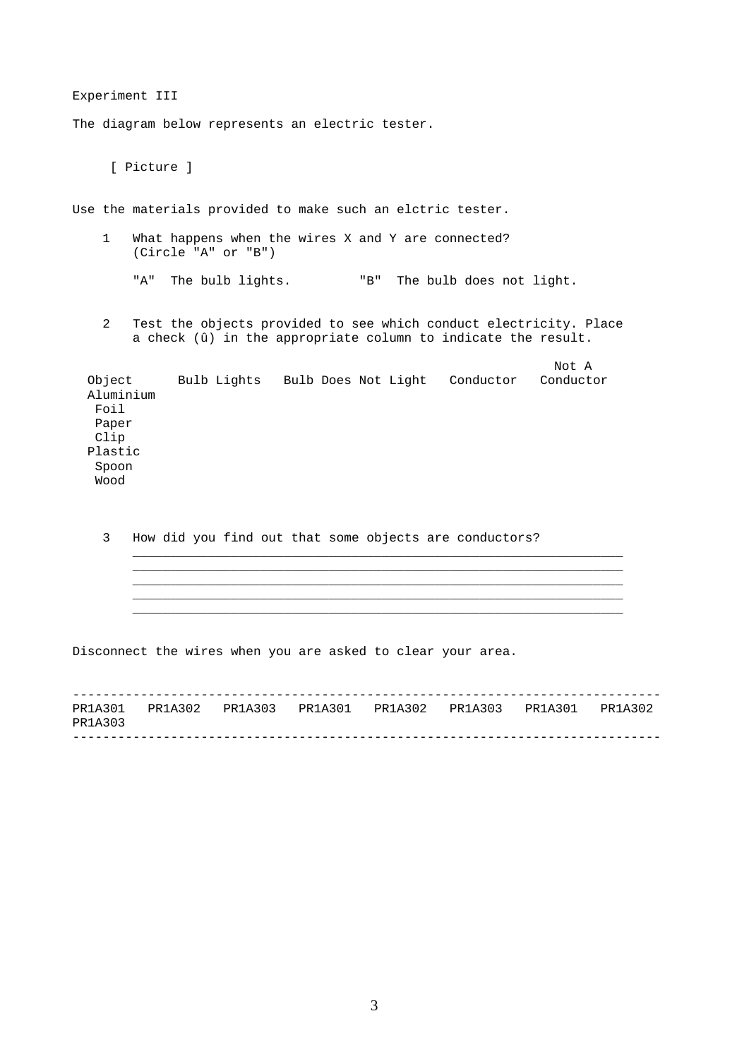Experiment III

The diagram below represents an electric tester.

[ Picture ]

Use the materials provided to make such an elctric tester.

1 What happens when the wires X and Y are connected? (Circle "A" or "B")

   "A" The bulb lights.  "B" The bulb does not light.

2 Test the objects provided to see which conduct electricity. Place a check (û) in the appropriate column to indicate the result.

| Object | Bulb Lights | Bulb Does Not Light | Conductor | Not A Conductor |
|---|---|---|---|---|
| Aluminium Foil | | | | |
| Paper Clip | | | | |
| Plastic Spoon | | | | |
| Wood | | | | |

3 How did you find out that some objects are conductors?

______________________________________________________________________

______________________________________________________________________

______________________________________________________________________

______________________________________________________________________

______________________________________________________________________

Disconnect the wires when you are asked to clear your area.

PR1A301 PR1A302 PR1A303 PR1A301 PR1A302 PR1A303 PR1A301 PR1A302 PR1A303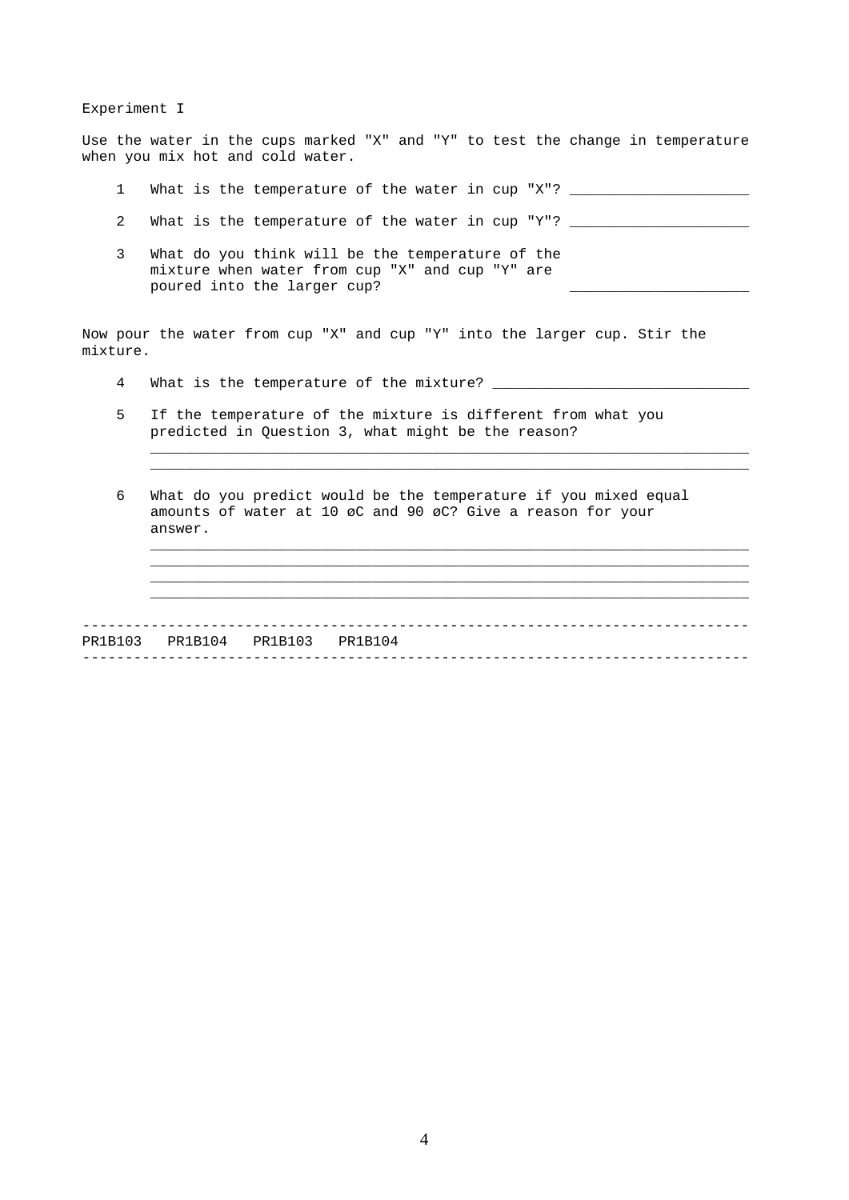Experiment I

Use the water in the cups marked "X" and "Y" to test the change in temperature when you mix hot and cold water.

1. What is the temperature of the water in cup "X"? _____________________

2. What is the temperature of the water in cup "Y"? _____________________

3. What do you think will be the temperature of the mixture when water from cup "X" and cup "Y" are poured into the larger cup? _____________________

Now pour the water from cup "X" and cup "Y" into the larger cup. Stir the mixture.

4. What is the temperature of the mixture? ______________________________

5. If the temperature of the mixture is different from what you predicted in Question 3, what might be the reason?
   ______________________________________________________________________
   ______________________________________________________________________

6. What do you predict would be the temperature if you mixed equal amounts of water at 10 øC and 90 øC? Give a reason for your answer.
   ______________________________________________________________________
   ______________________________________________________________________
   ______________________________________________________________________
   ______________________________________________________________________

---

PR1B103   PR1B104   PR1B103   PR1B104

---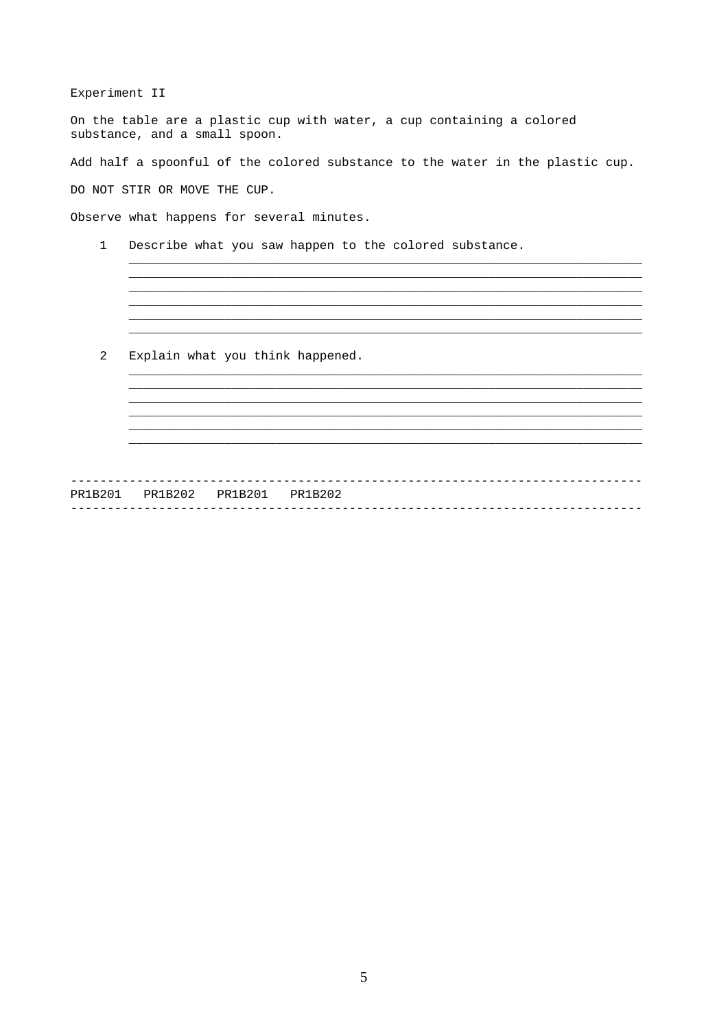Experiment II

On the table are a plastic cup with water, a cup containing a colored substance, and a small spoon.

Add half a spoonful of the colored substance to the water in the plastic cup.

DO NOT STIR OR MOVE THE CUP.

Observe what happens for several minutes.

1 Describe what you saw happen to the colored substance.

______________________________________________________________________
______________________________________________________________________
______________________________________________________________________
______________________________________________________________________
______________________________________________________________________
______________________________________________________________________

2 Explain what you think happened.

______________________________________________________________________
______________________________________________________________________
______________________________________________________________________
______________________________________________________________________
______________________________________________________________________
______________________________________________________________________

---

PR1B201 PR1B202 PR1B201 PR1B202

---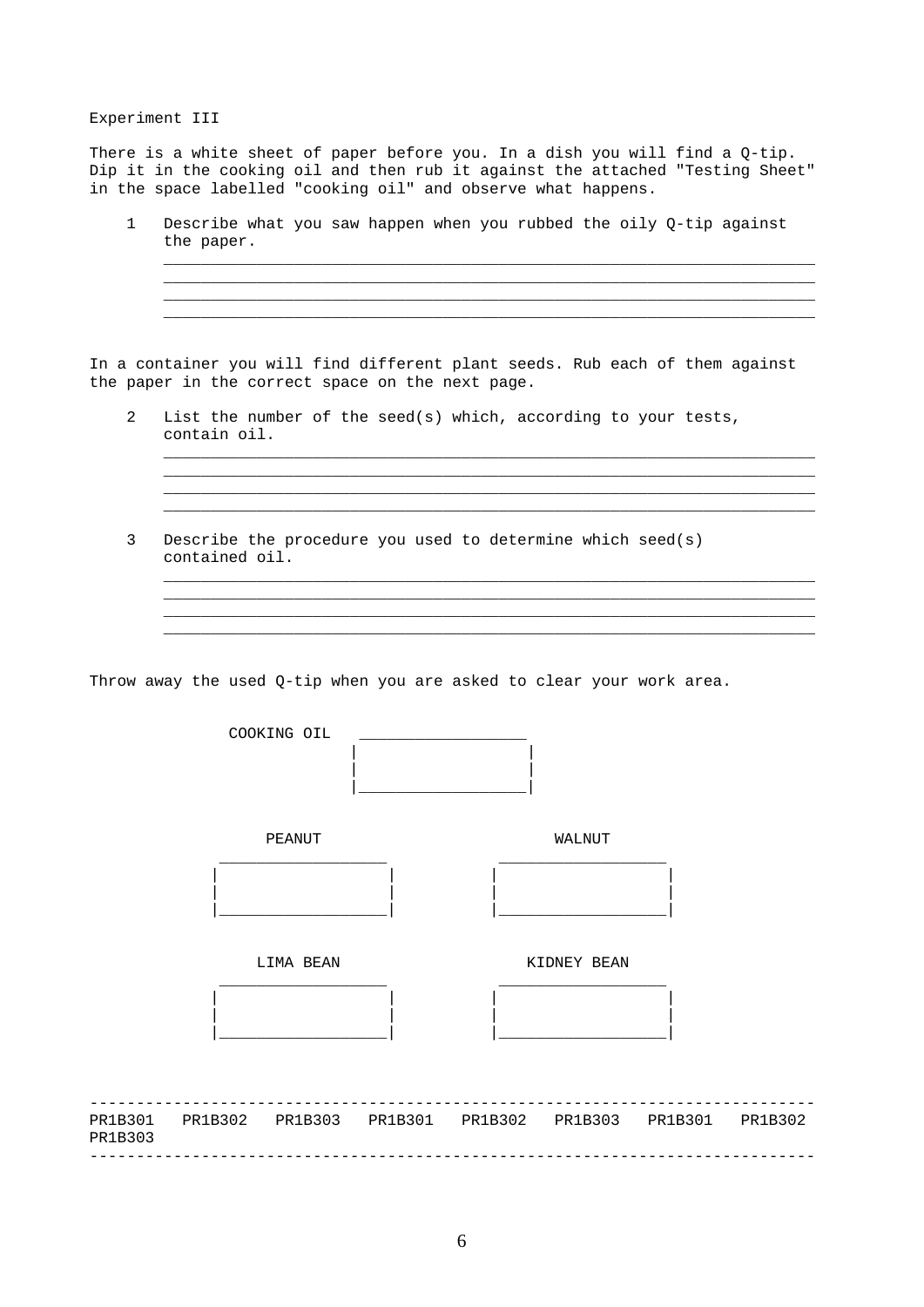Experiment III

There is a white sheet of paper before you. In a dish you will find a Q-tip. Dip it in the cooking oil and then rub it against the attached "Testing Sheet" in the space labelled "cooking oil" and observe what happens.

1 Describe what you saw happen when you rubbed the oily Q-tip against the paper.

______________________________________________________________________
______________________________________________________________________
______________________________________________________________________
______________________________________________________________________

In a container you will find different plant seeds. Rub each of them against the paper in the correct space on the next page.

2 List the number of the seed(s) which, according to your tests, contain oil.

______________________________________________________________________
______________________________________________________________________
______________________________________________________________________
______________________________________________________________________

3 Describe the procedure you used to determine which seed(s) contained oil.

______________________________________________________________________
______________________________________________________________________
______________________________________________________________________
______________________________________________________________________

Throw away the used Q-tip when you are asked to clear your work area.

COOKING OIL

PEANUT

WALNUT

LIMA BEAN

KIDNEY BEAN

PR1B301 PR1B302 PR1B303 PR1B301 PR1B302 PR1B303 PR1B301 PR1B302 PR1B303